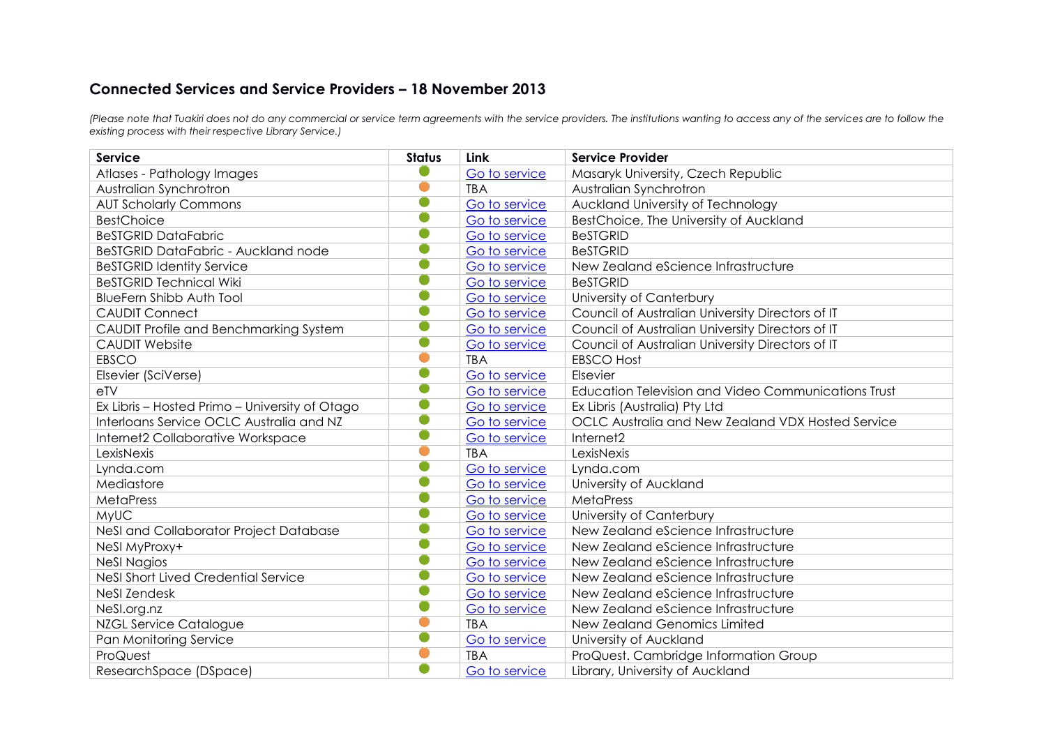## Connected Services and Service Providers – 18 November 2013

*(Please note that Tuakiri does not do any commercial or service term agreements with the service providers. The institutions wanting to access any of the services are to follow the existing process with their respective Library Service.)*

| Service | Status | Link | Service Provider |
|---|---|---|---|
| Atlases - Pathology Images | 🟢 | Go to service | Masaryk University, Czech Republic |
| Australian Synchrotron | 🟠 | TBA | Australian Synchrotron |
| AUT Scholarly Commons | 🟢 | Go to service | Auckland University of Technology |
| BestChoice | 🟢 | Go to service | BestChoice, The University of Auckland |
| BeSTGRID DataFabric | 🟢 | Go to service | BeSTGRID |
| BeSTGRID DataFabric - Auckland node | 🟢 | Go to service | BeSTGRID |
| BeSTGRID Identity Service | 🟢 | Go to service | New Zealand eScience Infrastructure |
| BeSTGRID Technical Wiki | 🟢 | Go to service | BeSTGRID |
| BlueFern Shibb Auth Tool | 🟢 | Go to service | University of Canterbury |
| CAUDIT Connect | 🟢 | Go to service | Council of Australian University Directors of IT |
| CAUDIT Profile and Benchmarking System | 🟢 | Go to service | Council of Australian University Directors of IT |
| CAUDIT Website | 🟢 | Go to service | Council of Australian University Directors of IT |
| EBSCO | 🟠 | TBA | EBSCO Host |
| Elsevier (SciVerse) | 🟢 | Go to service | Elsevier |
| eTV | 🟢 | Go to service | Education Television and Video Communications Trust |
| Ex Libris – Hosted Primo – University of Otago | 🟢 | Go to service | Ex Libris (Australia) Pty Ltd |
| Interloans Service OCLC Australia and NZ | 🟢 | Go to service | OCLC Australia and New Zealand VDX Hosted Service |
| Internet2 Collaborative Workspace | 🟢 | Go to service | Internet2 |
| LexisNexis | 🟠 | TBA | LexisNexis |
| Lynda.com | 🟢 | Go to service | Lynda.com |
| Mediastore | 🟢 | Go to service | University of Auckland |
| MetaPress | 🟢 | Go to service | MetaPress |
| MyUC | 🟢 | Go to service | University of Canterbury |
| NeSI and Collaborator Project Database | 🟢 | Go to service | New Zealand eScience Infrastructure |
| NeSI MyProxy+ | 🟢 | Go to service | New Zealand eScience Infrastructure |
| NeSI Nagios | 🟢 | Go to service | New Zealand eScience Infrastructure |
| NeSI Short Lived Credential Service | 🟢 | Go to service | New Zealand eScience Infrastructure |
| NeSI Zendesk | 🟢 | Go to service | New Zealand eScience Infrastructure |
| NeSI.org.nz | 🟢 | Go to service | New Zealand eScience Infrastructure |
| NZGL Service Catalogue | 🟠 | TBA | New Zealand Genomics Limited |
| Pan Monitoring Service | 🟢 | Go to service | University of Auckland |
| ProQuest | 🟠 | TBA | ProQuest. Cambridge Information Group |
| ResearchSpace (DSpace) | 🟢 | Go to service | Library, University of Auckland |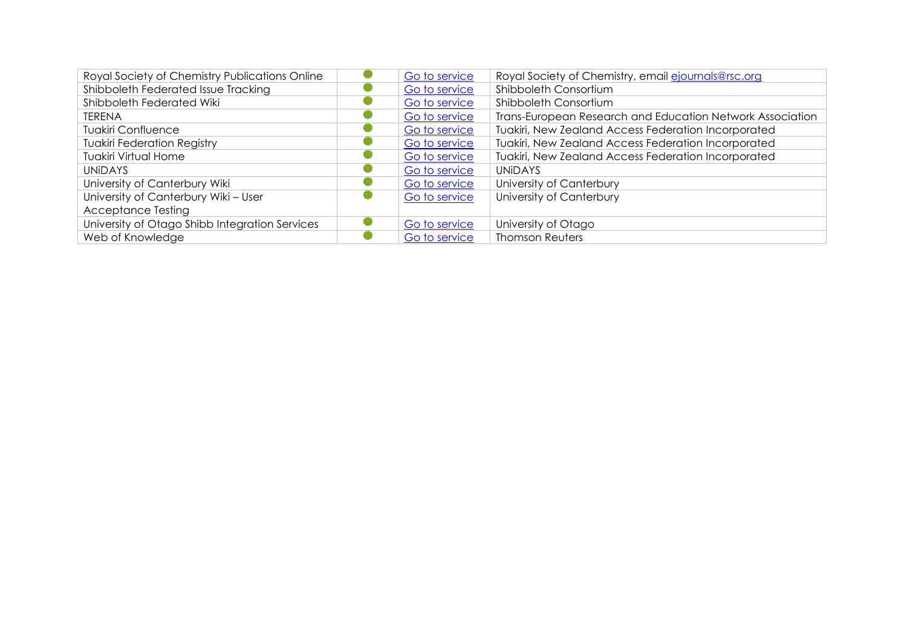| | | | |
|---|---|---|---|
| Royal Society of Chemistry Publications Online | ● | Go to service | Royal Society of Chemistry, email ejournals@rsc.org |
| Shibboleth Federated Issue Tracking | ● | Go to service | Shibboleth Consortium |
| Shibboleth Federated Wiki | ● | Go to service | Shibboleth Consortium |
| TERENA | ● | Go to service | Trans-European Research and Education Network Association |
| Tuakiri Confluence | ● | Go to service | Tuakiri, New Zealand Access Federation Incorporated |
| Tuakiri Federation Registry | ● | Go to service | Tuakiri, New Zealand Access Federation Incorporated |
| Tuakiri Virtual Home | ● | Go to service | Tuakiri, New Zealand Access Federation Incorporated |
| UNiDAYS | ● | Go to service | UNiDAYS |
| University of Canterbury Wiki | ● | Go to service | University of Canterbury |
| University of Canterbury Wiki – User Acceptance Testing | ● | Go to service | University of Canterbury |
| University of Otago Shibb Integration Services | ● | Go to service | University of Otago |
| Web of Knowledge | ● | Go to service | Thomson Reuters |